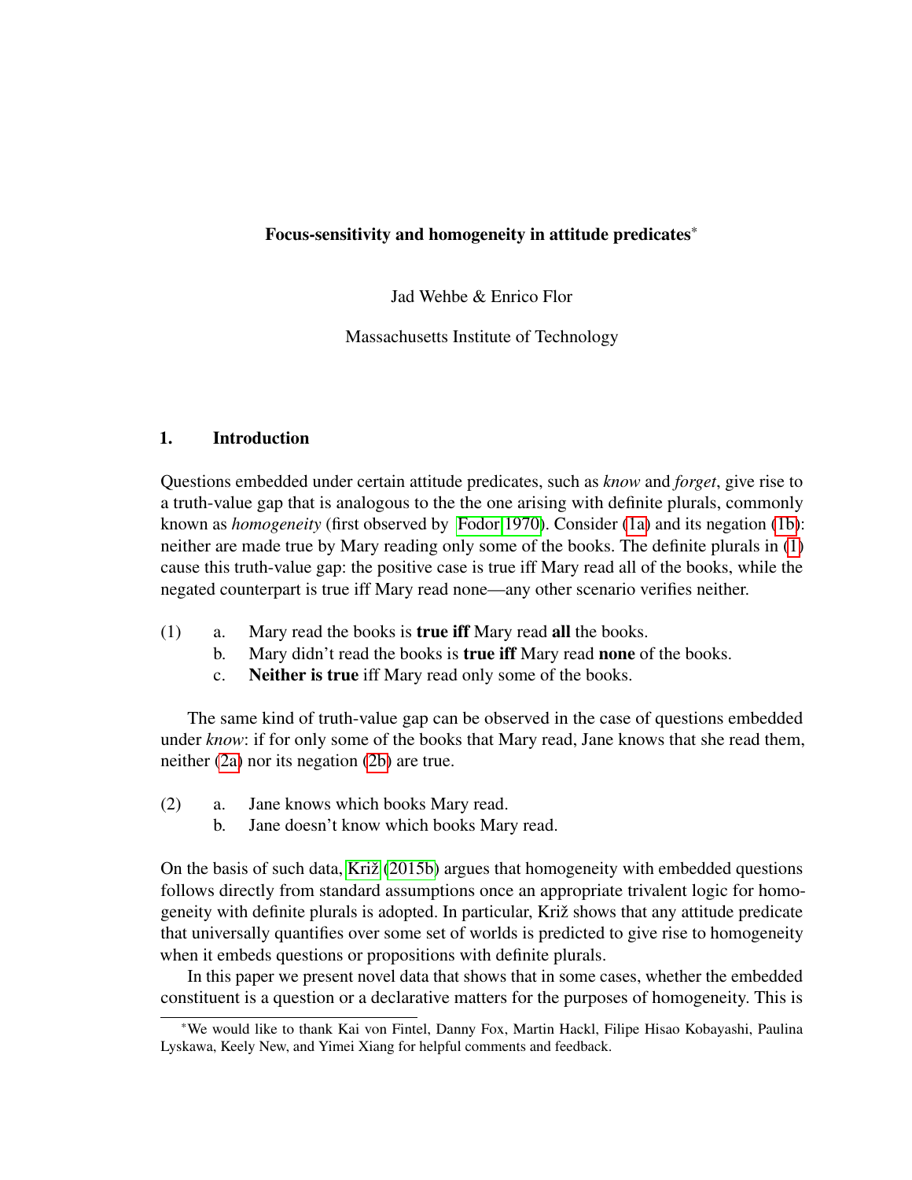# Focus-sensitivity and homogeneity in attitude predicates[*]

Jad Wehbe & Enrico Flor

Massachusetts Institute of Technology

## 1. Introduction

Questions embedded under certain attitude predicates, such as *know* and *forget*, give rise to a truth-value gap that is analogous to the the one arising with definite plurals, commonly known as *homogeneity* (first observed by Fodor 1970). Consider (1a) and its negation (1b): neither are made true by Mary reading only some of the books. The definite plurals in (1) cause this truth-value gap: the positive case is true iff Mary read all of the books, while the negated counterpart is true iff Mary read none—any other scenario verifies neither.

(1) a. Mary read the books is **true iff** Mary read **all** the books.
  b. Mary didn't read the books is **true iff** Mary read **none** of the books.
  c. **Neither is true** iff Mary read only some of the books.

The same kind of truth-value gap can be observed in the case of questions embedded under *know*: if for only some of the books that Mary read, Jane knows that she read them, neither (2a) nor its negation (2b) are true.

(2) a. Jane knows which books Mary read.
  b. Jane doesn't know which books Mary read.

On the basis of such data, Križ (2015b) argues that homogeneity with embedded questions follows directly from standard assumptions once an appropriate trivalent logic for homogeneity with definite plurals is adopted. In particular, Križ shows that any attitude predicate that universally quantifies over some set of worlds is predicted to give rise to homogeneity when it embeds questions or propositions with definite plurals.

In this paper we present novel data that shows that in some cases, whether the embedded constituent is a question or a declarative matters for the purposes of homogeneity. This is

[*] We would like to thank Kai von Fintel, Danny Fox, Martin Hackl, Filipe Hisao Kobayashi, Paulina Lyskawa, Keely New, and Yimei Xiang for helpful comments and feedback.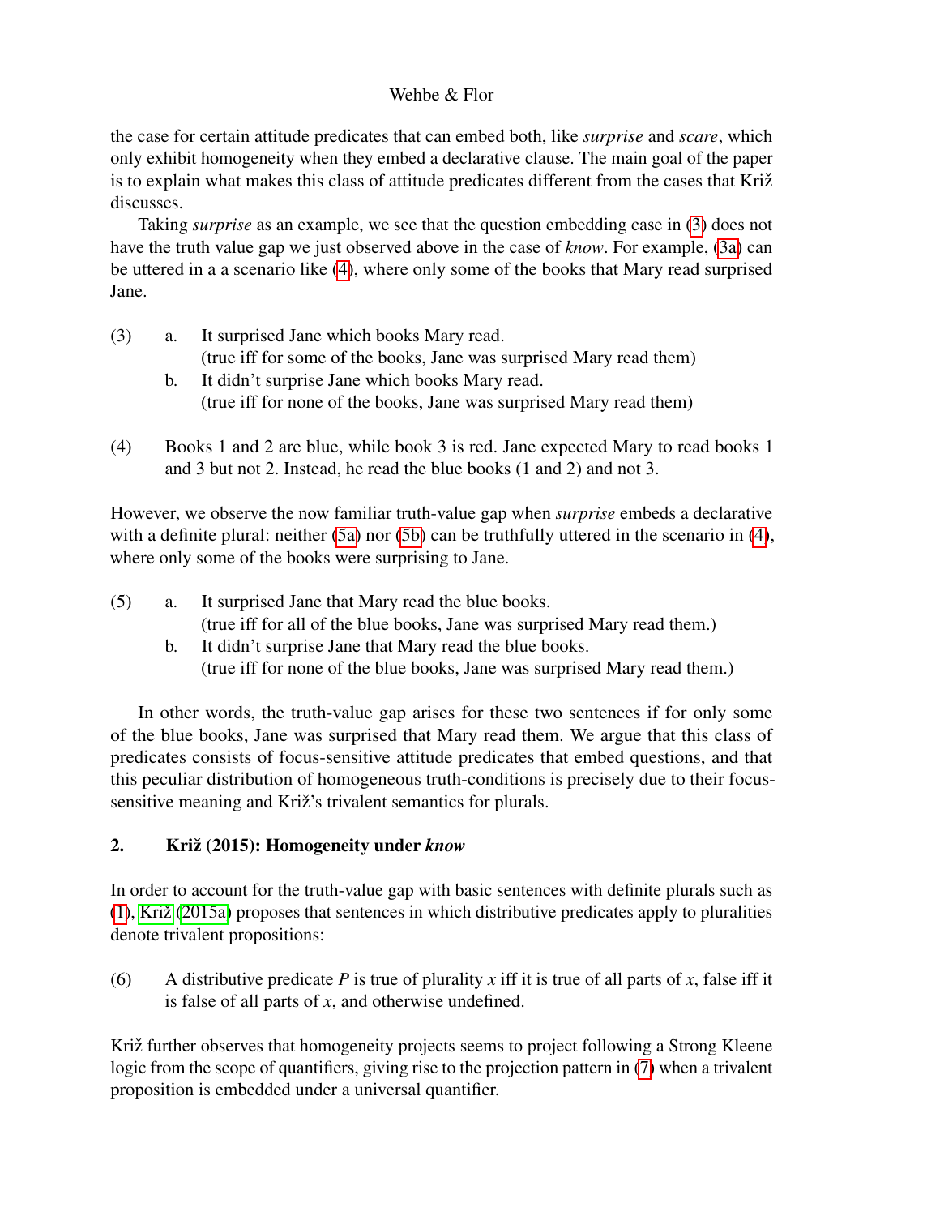the case for certain attitude predicates that can embed both, like *surprise* and *scare*, which only exhibit homogeneity when they embed a declarative clause. The main goal of the paper is to explain what makes this class of attitude predicates different from the cases that Križ discusses.

Taking *surprise* as an example, we see that the question embedding case in (3) does not have the truth value gap we just observed above in the case of *know*. For example, (3a) can be uttered in a a scenario like (4), where only some of the books that Mary read surprised Jane.

(3) a. It surprised Jane which books Mary read.
(true iff for some of the books, Jane was surprised Mary read them)
b. It didn't surprise Jane which books Mary read.
(true iff for none of the books, Jane was surprised Mary read them)

(4) Books 1 and 2 are blue, while book 3 is red. Jane expected Mary to read books 1 and 3 but not 2. Instead, he read the blue books (1 and 2) and not 3.

However, we observe the now familiar truth-value gap when *surprise* embeds a declarative with a definite plural: neither (5a) nor (5b) can be truthfully uttered in the scenario in (4), where only some of the books were surprising to Jane.

(5) a. It surprised Jane that Mary read the blue books.
(true iff for all of the blue books, Jane was surprised Mary read them.)
b. It didn't surprise Jane that Mary read the blue books.
(true iff for none of the blue books, Jane was surprised Mary read them.)

In other words, the truth-value gap arises for these two sentences if for only some of the blue books, Jane was surprised that Mary read them. We argue that this class of predicates consists of focus-sensitive attitude predicates that embed questions, and that this peculiar distribution of homogeneous truth-conditions is precisely due to their focus-sensitive meaning and Križ's trivalent semantics for plurals.

## 2. Križ (2015): Homogeneity under *know*

In order to account for the truth-value gap with basic sentences with definite plurals such as (1), Križ (2015a) proposes that sentences in which distributive predicates apply to pluralities denote trivalent propositions:

(6) A distributive predicate $P$ is true of plurality $x$ iff it is true of all parts of $x$, false iff it is false of all parts of $x$, and otherwise undefined.

Križ further observes that homogeneity projects seems to project following a Strong Kleene logic from the scope of quantifiers, giving rise to the projection pattern in (7) when a trivalent proposition is embedded under a universal quantifier.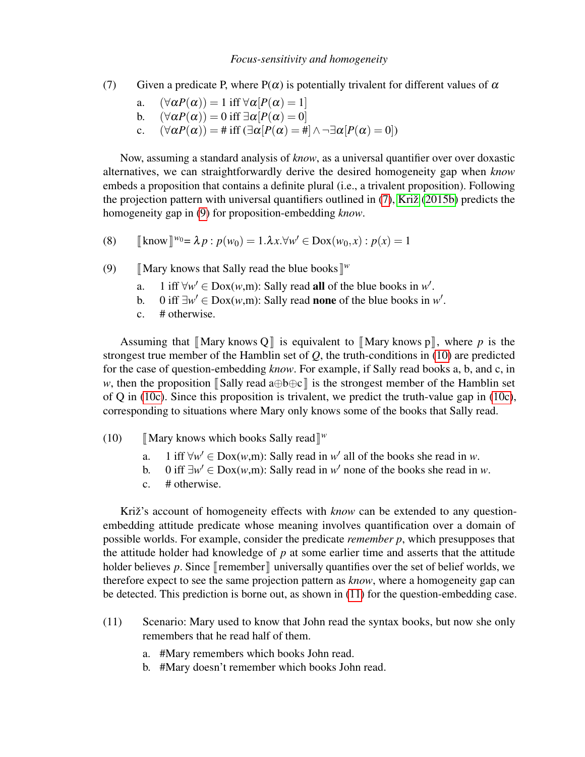(7) Given a predicate P, where P($\alpha$) is potentially trivalent for different values of $\alpha$

a. $(\forall\alpha P(\alpha)) = 1$ iff $\forall\alpha[P(\alpha) = 1]$
b. $(\forall\alpha P(\alpha)) = 0$ iff $\exists\alpha[P(\alpha) = 0]$
c. $(\forall\alpha P(\alpha)) = \#$ iff $(\exists\alpha[P(\alpha) = \#] \wedge \neg\exists\alpha[P(\alpha) = 0])$

Now, assuming a standard analysis of *know*, as a universal quantifier over over doxastic alternatives, we can straightforwardly derive the desired homogeneity gap when *know* embeds a proposition that contains a definite plural (i.e., a trivalent proposition). Following the projection pattern with universal quantifiers outlined in (7), Križ (2015b) predicts the homogeneity gap in (9) for proposition-embedding *know*.

(8) $[\![\text{know}]\!]^{w_0} = \lambda p : p(w_0) = 1.\lambda x.\forall w' \in \text{Dox}(w_0, x) : p(x) = 1$

(9) $[\![$Mary knows that Sally read the blue books$]\!]^w$

a. 1 iff $\forall w' \in$ Dox($w$,m): Sally read **all** of the blue books in $w'$.
b. 0 iff $\exists w' \in$ Dox($w$,m): Sally read **none** of the blue books in $w'$.
c. # otherwise.

Assuming that $[\![$Mary knows Q$]\!]$ is equivalent to $[\![$Mary knows p$]\!]$, where $p$ is the strongest true member of the Hamblin set of $Q$, the truth-conditions in (10) are predicted for the case of question-embedding *know*. For example, if Sally read books a, b, and c, in $w$, then the proposition $[\![$Sally read a$\oplus$b$\oplus$c$]\!]$ is the strongest member of the Hamblin set of Q in (10c). Since this proposition is trivalent, we predict the truth-value gap in (10c), corresponding to situations where Mary only knows some of the books that Sally read.

(10) $[\![$Mary knows which books Sally read$]\!]^w$

a. 1 iff $\forall w' \in$ Dox($w$,m): Sally read in $w'$ all of the books she read in $w$.
b. 0 iff $\exists w' \in$ Dox($w$,m): Sally read in $w'$ none of the books she read in $w$.
c. # otherwise.

Križ's account of homogeneity effects with *know* can be extended to any question-embedding attitude predicate whose meaning involves quantification over a domain of possible worlds. For example, consider the predicate *remember p*, which presupposes that the attitude holder had knowledge of $p$ at some earlier time and asserts that the attitude holder believes $p$. Since $[\![$remember$]\!]$ universally quantifies over the set of belief worlds, we therefore expect to see the same projection pattern as *know*, where a homogeneity gap can be detected. This prediction is borne out, as shown in (11) for the question-embedding case.

(11) Scenario: Mary used to know that John read the syntax books, but now she only remembers that he read half of them.

a. #Mary remembers which books John read.
b. #Mary doesn't remember which books John read.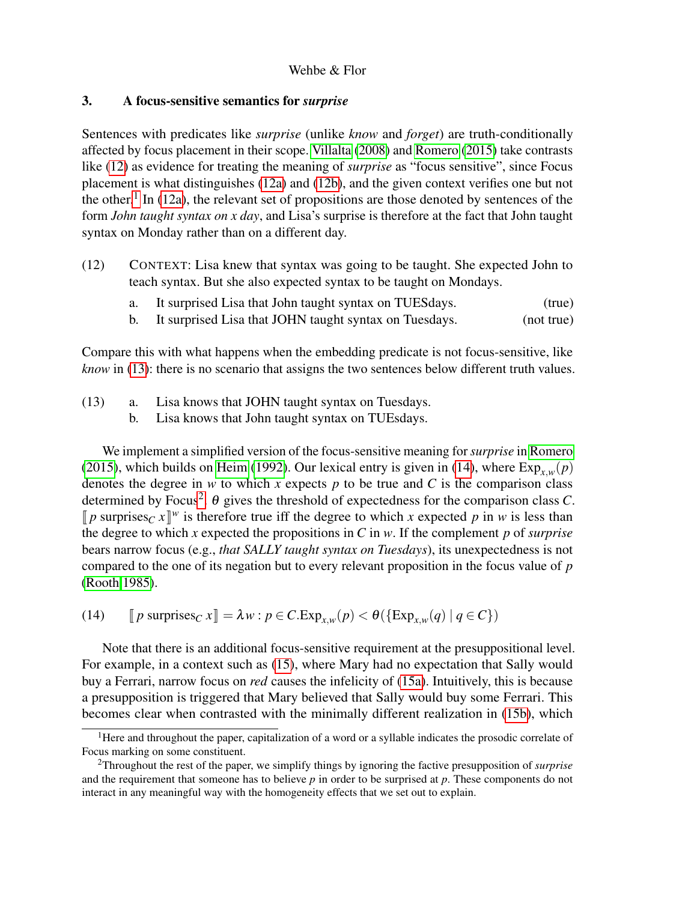## 3. A focus-sensitive semantics for *surprise*

Sentences with predicates like *surprise* (unlike *know* and *forget*) are truth-conditionally affected by focus placement in their scope. Villalta (2008) and Romero (2015) take contrasts like (12) as evidence for treating the meaning of *surprise* as "focus sensitive", since Focus placement is what distinguishes (12a) and (12b), and the given context verifies one but not the other.[1] In (12a), the relevant set of propositions are those denoted by sentences of the form *John taught syntax on x day*, and Lisa's surprise is therefore at the fact that John taught syntax on Monday rather than on a different day.

(12) CONTEXT: Lisa knew that syntax was going to be taught. She expected John to teach syntax. But she also expected syntax to be taught on Mondays.

   a. It surprised Lisa that John taught syntax on TUESdays. (true)
   
   b. It surprised Lisa that JOHN taught syntax on Tuesdays. (not true)

Compare this with what happens when the embedding predicate is not focus-sensitive, like *know* in (13): there is no scenario that assigns the two sentences below different truth values.

(13) a. Lisa knows that JOHN taught syntax on Tuesdays.
   
   b. Lisa knows that John taught syntax on TUEsdays.

We implement a simplified version of the focus-sensitive meaning for *surprise* in Romero (2015), which builds on Heim (1992). Our lexical entry is given in (14), where $\text{Exp}_{x,w}(p)$ denotes the degree in $w$ to which $x$ expects $p$ to be true and $C$ is the comparison class determined by Focus[2]. $\theta$ gives the threshold of expectedness for the comparison class $C$. $[\![ p \text{ surprises}_C\ x ]\!]^w$ is therefore true iff the degree to which $x$ expected $p$ in $w$ is less than the degree to which $x$ expected the propositions in $C$ in $w$. If the complement $p$ of *surprise* bears narrow focus (e.g., *that SALLY taught syntax on Tuesdays*), its unexpectedness is not compared to the one of its negation but to every relevant proposition in the focus value of $p$ (Rooth 1985).

(14) $$[\![ p \text{ surprises}_C\ x ]\!] = \lambda w : p \in C.\text{Exp}_{x,w}(p) < \theta(\{\text{Exp}_{x,w}(q) \mid q \in C\})$$

Note that there is an additional focus-sensitive requirement at the presuppositional level. For example, in a context such as (15), where Mary had no expectation that Sally would buy a Ferrari, narrow focus on *red* causes the infelicity of (15a). Intuitively, this is because a presupposition is triggered that Mary believed that Sally would buy some Ferrari. This becomes clear when contrasted with the minimally different realization in (15b), which

---

[1] Here and throughout the paper, capitalization of a word or a syllable indicates the prosodic correlate of Focus marking on some constituent.

[2] Throughout the rest of the paper, we simplify things by ignoring the factive presupposition of *surprise* and the requirement that someone has to believe $p$ in order to be surprised at $p$. These components do not interact in any meaningful way with the homogeneity effects that we set out to explain.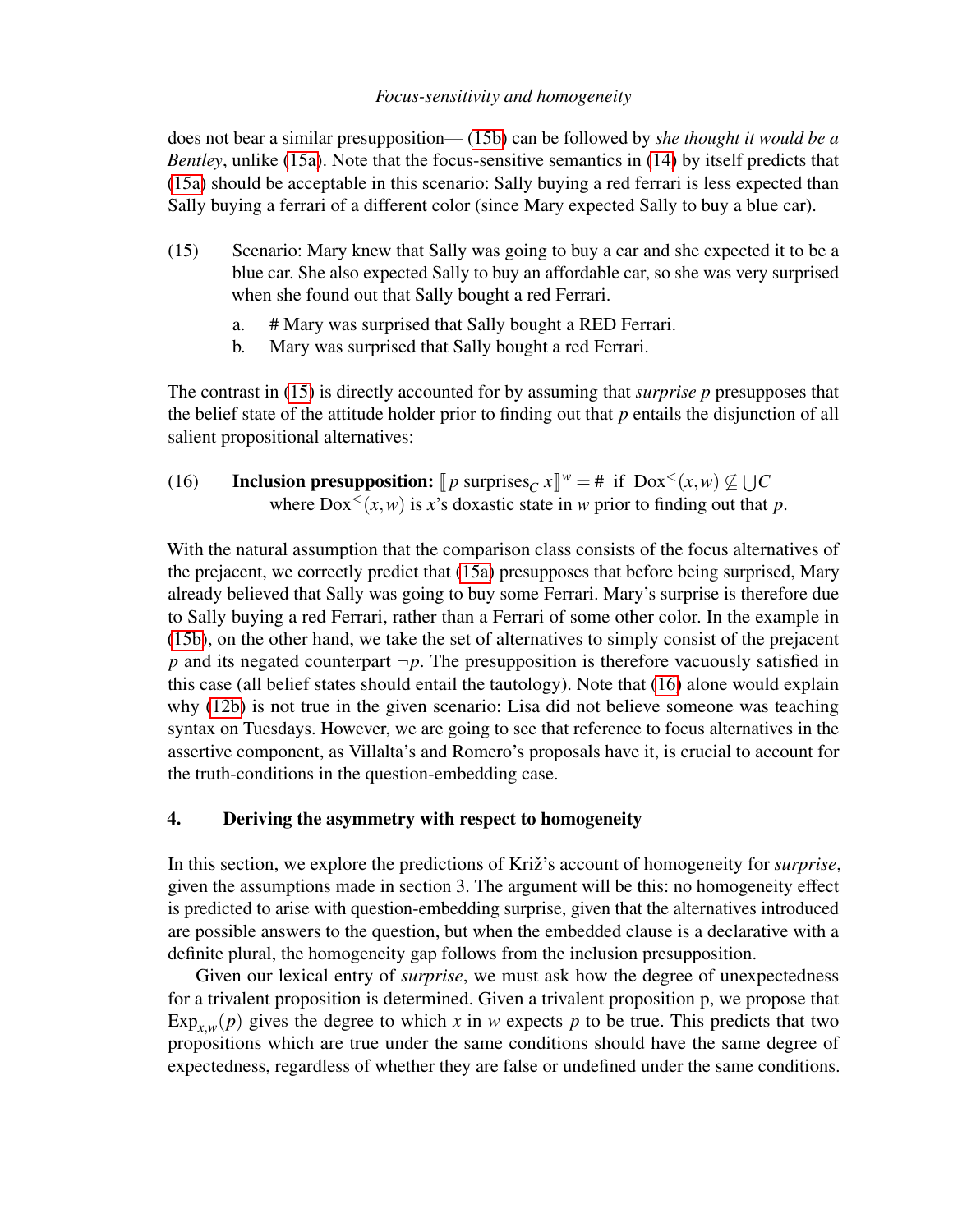does not bear a similar presupposition— (15b) can be followed by *she thought it would be a Bentley*, unlike (15a). Note that the focus-sensitive semantics in (14) by itself predicts that (15a) should be acceptable in this scenario: Sally buying a red ferrari is less expected than Sally buying a ferrari of a different color (since Mary expected Sally to buy a blue car).

(15) Scenario: Mary knew that Sally was going to buy a car and she expected it to be a blue car. She also expected Sally to buy an affordable car, so she was very surprised when she found out that Sally bought a red Ferrari.

  a. # Mary was surprised that Sally bought a RED Ferrari.
  b. Mary was surprised that Sally bought a red Ferrari.

The contrast in (15) is directly accounted for by assuming that *surprise p* presupposes that the belief state of the attitude holder prior to finding out that *p* entails the disjunction of all salient propositional alternatives:

(16) **Inclusion presupposition:** $[\![ p \text{ surprises}_C\ x ]\!]^w = \#$ if $\text{Dox}^<(x,w) \not\subseteq \bigcup C$
  where $\text{Dox}^<(x,w)$ is $x$'s doxastic state in $w$ prior to finding out that $p$.

With the natural assumption that the comparison class consists of the focus alternatives of the prejacent, we correctly predict that (15a) presupposes that before being surprised, Mary already believed that Sally was going to buy some Ferrari. Mary's surprise is therefore due to Sally buying a red Ferrari, rather than a Ferrari of some other color. In the example in (15b), on the other hand, we take the set of alternatives to simply consist of the prejacent $p$ and its negated counterpart $\neg p$. The presupposition is therefore vacuously satisfied in this case (all belief states should entail the tautology). Note that (16) alone would explain why (12b) is not true in the given scenario: Lisa did not believe someone was teaching syntax on Tuesdays. However, we are going to see that reference to focus alternatives in the assertive component, as Villalta's and Romero's proposals have it, is crucial to account for the truth-conditions in the question-embedding case.

## 4. Deriving the asymmetry with respect to homogeneity

In this section, we explore the predictions of Križ's account of homogeneity for *surprise*, given the assumptions made in section 3. The argument will be this: no homogeneity effect is predicted to arise with question-embedding surprise, given that the alternatives introduced are possible answers to the question, but when the embedded clause is a declarative with a definite plural, the homogeneity gap follows from the inclusion presupposition.

Given our lexical entry of *surprise*, we must ask how the degree of unexpectedness for a trivalent proposition is determined. Given a trivalent proposition p, we propose that $\text{Exp}_{x,w}(p)$ gives the degree to which $x$ in $w$ expects $p$ to be true. This predicts that two propositions which are true under the same conditions should have the same degree of expectedness, regardless of whether they are false or undefined under the same conditions.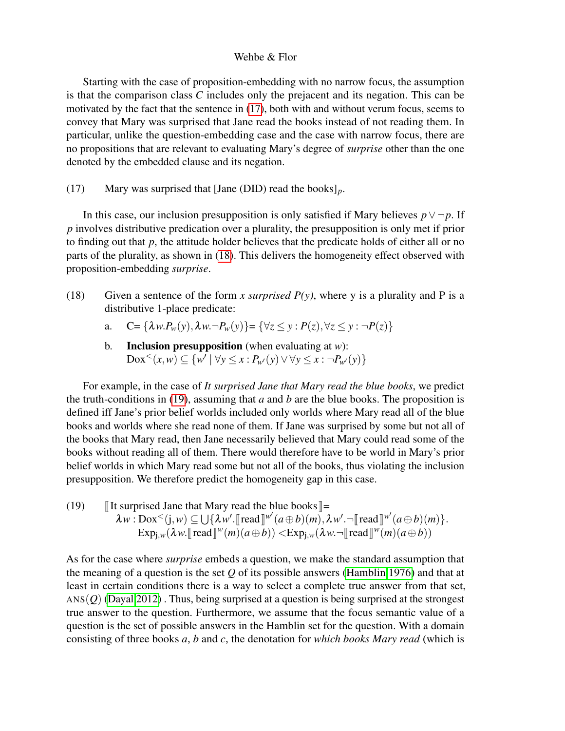Starting with the case of proposition-embedding with no narrow focus, the assumption is that the comparison class $C$ includes only the prejacent and its negation. This can be motivated by the fact that the sentence in (17), both with and without verum focus, seems to convey that Mary was surprised that Jane read the books instead of not reading them. In particular, unlike the question-embedding case and the case with narrow focus, there are no propositions that are relevant to evaluating Mary's degree of *surprise* other than the one denoted by the embedded clause and its negation.

(17) Mary was surprised that [Jane (DID) read the books]$_p$.

In this case, our inclusion presupposition is only satisfied if Mary believes $p \vee \neg p$. If $p$ involves distributive predication over a plurality, the presupposition is only met if prior to finding out that $p$, the attitude holder believes that the predicate holds of either all or no parts of the plurality, as shown in (18). This delivers the homogeneity effect observed with proposition-embedding *surprise*.

(18) Given a sentence of the form *x surprised P(y)*, where y is a plurality and P is a distributive 1-place predicate:

a. $C = \{\lambda w.P_w(y), \lambda w.\neg P_w(y)\} = \{\forall z \leq y : P(z), \forall z \leq y : \neg P(z)\}$

b. **Inclusion presupposition** (when evaluating at $w$):
$\text{Dox}^{<}(x,w) \subseteq \{w' \mid \forall y \leq x : P_{w'}(y) \vee \forall y \leq x : \neg P_{w'}(y)\}$

For example, in the case of *It surprised Jane that Mary read the blue books*, we predict the truth-conditions in (19), assuming that $a$ and $b$ are the blue books. The proposition is defined iff Jane's prior belief worlds included only worlds where Mary read all of the blue books and worlds where she read none of them. If Jane was surprised by some but not all of the books that Mary read, then Jane necessarily believed that Mary could read some of the books without reading all of them. There would therefore have to be world in Mary's prior belief worlds in which Mary read some but not all of the books, thus violating the inclusion presupposition. We therefore predict the homogeneity gap in this case.

(19) $[\![\text{It surprised Jane that Mary read the blue books}]\!] =$
$\lambda w : \text{Dox}^{<}(\text{j}, w) \subseteq \bigcup\{\lambda w'.[\![\text{read}]\!]^{w'}(a \oplus b)(m), \lambda w'.\neg[\![\text{read}]\!]^{w'}(a \oplus b)(m)\}.$
$\text{Exp}_{\text{j},w}(\lambda w.[\![\text{read}]\!]^{w}(m)(a \oplus b)) < \text{Exp}_{\text{j},w}(\lambda w.\neg[\![\text{read}]\!]^{w}(m)(a \oplus b))$

As for the case where *surprise* embeds a question, we make the standard assumption that the meaning of a question is the set $Q$ of its possible answers (Hamblin 1976) and that at least in certain conditions there is a way to select a complete true answer from that set, $\text{ANS}(Q)$ (Dayal 2012) . Thus, being surprised at a question is being surprised at the strongest true answer to the question. Furthermore, we assume that the focus semantic value of a question is the set of possible answers in the Hamblin set for the question. With a domain consisting of three books $a$, $b$ and $c$, the denotation for *which books Mary read* (which is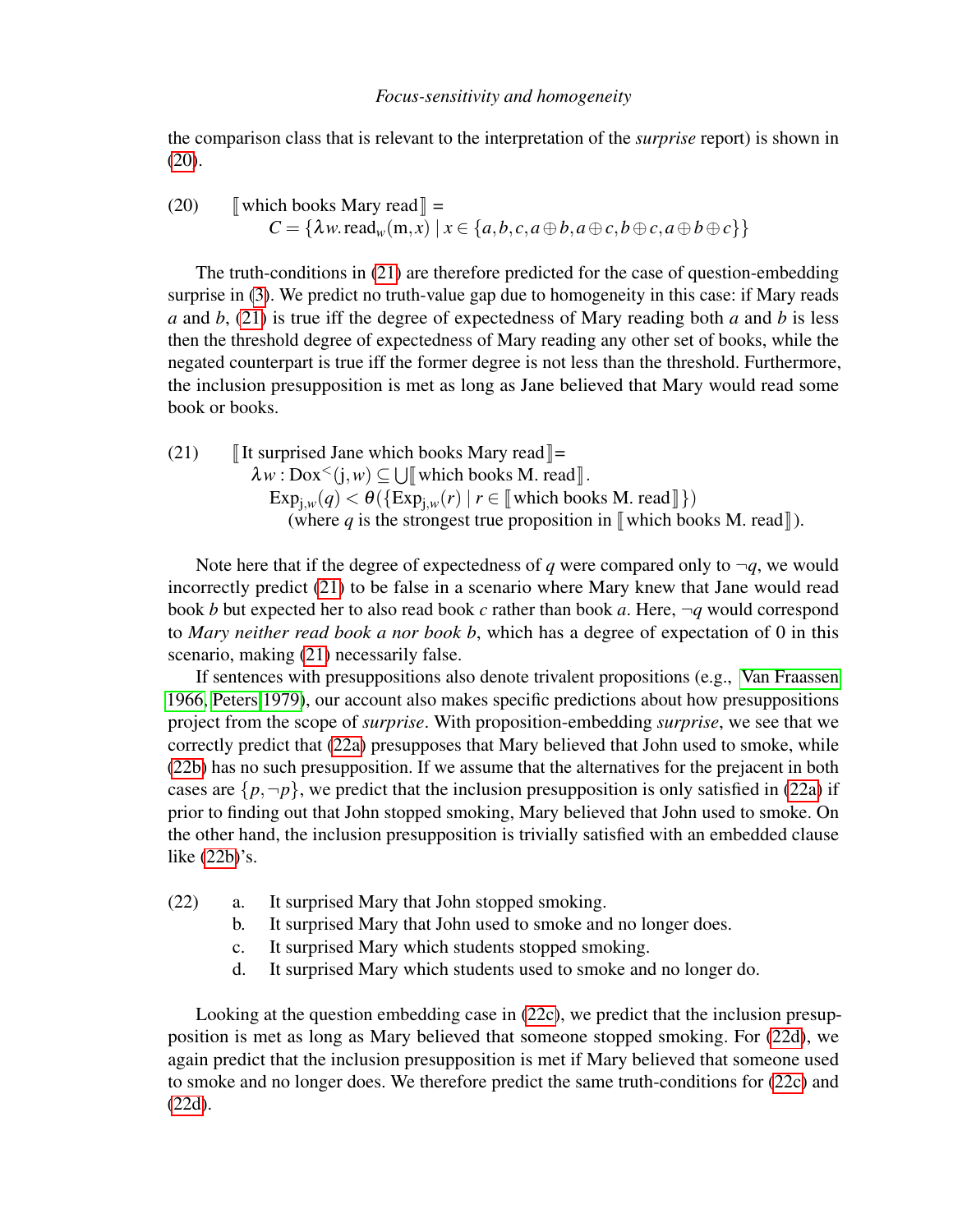the comparison class that is relevant to the interpretation of the *surprise* report) is shown in (20).

(20) $[\![\text{which books Mary read}]\!] =$
$$C = \{\lambda w.\text{read}_w(\text{m}, x) \mid x \in \{a, b, c, a \oplus b, a \oplus c, b \oplus c, a \oplus b \oplus c\}\}$$

The truth-conditions in (21) are therefore predicted for the case of question-embedding surprise in (3). We predict no truth-value gap due to homogeneity in this case: if Mary reads $a$ and $b$, (21) is true iff the degree of expectedness of Mary reading both $a$ and $b$ is less then the threshold degree of expectedness of Mary reading any other set of books, while the negated counterpart is true iff the former degree is not less than the threshold. Furthermore, the inclusion presupposition is met as long as Jane believed that Mary would read some book or books.

(21) $[\![\text{It surprised Jane which books Mary read}]\!] =$
$$\lambda w : \text{Dox}^{<}(\text{j}, w) \subseteq \bigcup [\![\text{which books M. read}]\!].$$
$$\text{Exp}_{\text{j},w}(q) < \theta(\{\text{Exp}_{\text{j},w}(r) \mid r \in [\![\text{which books M. read}]\!]\})$$
(where $q$ is the strongest true proposition in $[\![\text{which books M. read}]\!]$).

Note here that if the degree of expectedness of $q$ were compared only to $\neg q$, we would incorrectly predict (21) to be false in a scenario where Mary knew that Jane would read book $b$ but expected her to also read book $c$ rather than book $a$. Here, $\neg q$ would correspond to *Mary neither read book a nor book b*, which has a degree of expectation of 0 in this scenario, making (21) necessarily false.

If sentences with presuppositions also denote trivalent propositions (e.g., Van Fraassen 1966, Peters 1979), our account also makes specific predictions about how presuppositions project from the scope of *surprise*. With proposition-embedding *surprise*, we see that we correctly predict that (22a) presupposes that Mary believed that John used to smoke, while (22b) has no such presupposition. If we assume that the alternatives for the prejacent in both cases are $\{p, \neg p\}$, we predict that the inclusion presupposition is only satisfied in (22a) if prior to finding out that John stopped smoking, Mary believed that John used to smoke. On the other hand, the inclusion presupposition is trivially satisfied with an embedded clause like (22b)'s.

(22)
a. It surprised Mary that John stopped smoking.
b. It surprised Mary that John used to smoke and no longer does.
c. It surprised Mary which students stopped smoking.
d. It surprised Mary which students used to smoke and no longer do.

Looking at the question embedding case in (22c), we predict that the inclusion presupposition is met as long as Mary believed that someone stopped smoking. For (22d), we again predict that the inclusion presupposition is met if Mary believed that someone used to smoke and no longer does. We therefore predict the same truth-conditions for (22c) and (22d).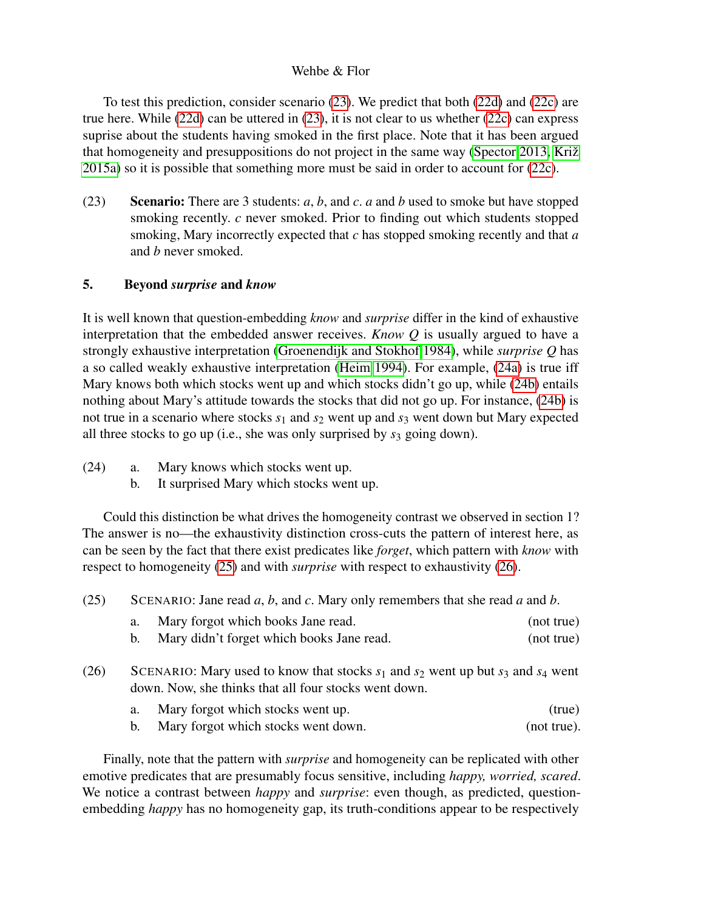To test this prediction, consider scenario (23). We predict that both (22d) and (22c) are true here. While (22d) can be uttered in (23), it is not clear to us whether (22c) can express suprise about the students having smoked in the first place. Note that it has been argued that homogeneity and presuppositions do not project in the same way (Spector 2013, Križ 2015a) so it is possible that something more must be said in order to account for (22c).

(23) **Scenario:** There are 3 students: *a*, *b*, and *c*. *a* and *b* used to smoke but have stopped smoking recently. *c* never smoked. Prior to finding out which students stopped smoking, Mary incorrectly expected that *c* has stopped smoking recently and that *a* and *b* never smoked.

## 5. Beyond *surprise* and *know*

It is well known that question-embedding *know* and *surprise* differ in the kind of exhaustive interpretation that the embedded answer receives. *Know Q* is usually argued to have a strongly exhaustive interpretation (Groenendijk and Stokhof 1984), while *surprise Q* has a so called weakly exhaustive interpretation (Heim 1994). For example, (24a) is true iff Mary knows both which stocks went up and which stocks didn't go up, while (24b) entails nothing about Mary's attitude towards the stocks that did not go up. For instance, (24b) is not true in a scenario where stocks $s_1$ and $s_2$ went up and $s_3$ went down but Mary expected all three stocks to go up (i.e., she was only surprised by $s_3$ going down).

(24) a. Mary knows which stocks went up.
 b. It surprised Mary which stocks went up.

Could this distinction be what drives the homogeneity contrast we observed in section 1? The answer is no—the exhaustivity distinction cross-cuts the pattern of interest here, as can be seen by the fact that there exist predicates like *forget*, which pattern with *know* with respect to homogeneity (25) and with *surprise* with respect to exhaustivity (26).

(25) SCENARIO: Jane read *a*, *b*, and *c*. Mary only remembers that she read *a* and *b*.
 a. Mary forgot which books Jane read. (not true)
 b. Mary didn't forget which books Jane read. (not true)

(26) SCENARIO: Mary used to know that stocks $s_1$ and $s_2$ went up but $s_3$ and $s_4$ went down. Now, she thinks that all four stocks went down.
 a. Mary forgot which stocks went up. (true)
 b. Mary forgot which stocks went down. (not true).

Finally, note that the pattern with *surprise* and homogeneity can be replicated with other emotive predicates that are presumably focus sensitive, including *happy, worried, scared*. We notice a contrast between *happy* and *surprise*: even though, as predicted, question-embedding *happy* has no homogeneity gap, its truth-conditions appear to be respectively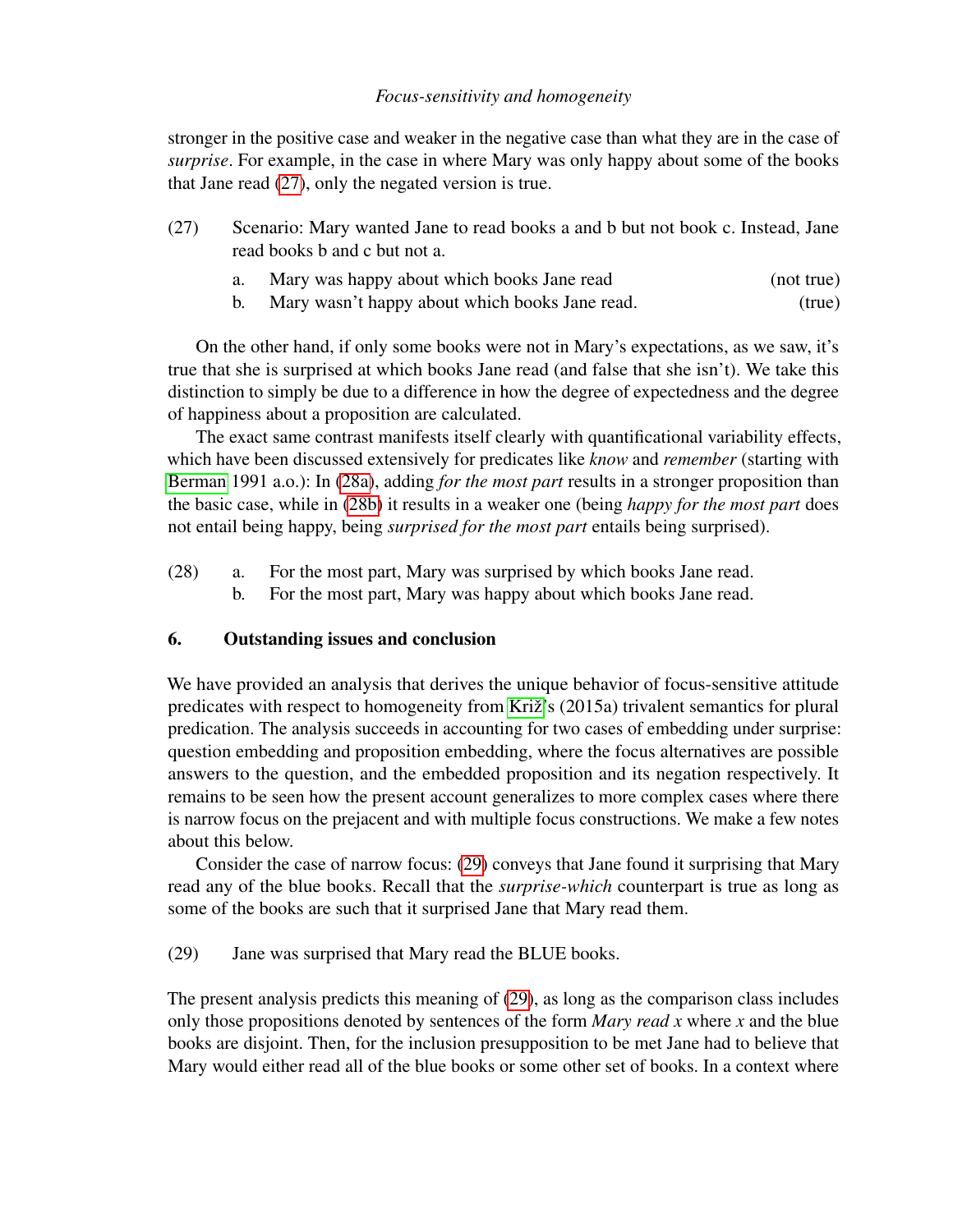stronger in the positive case and weaker in the negative case than what they are in the case of *surprise*. For example, in the case in where Mary was only happy about some of the books that Jane read (27), only the negated version is true.

(27) Scenario: Mary wanted Jane to read books a and b but not book c. Instead, Jane read books b and c but not a.

a. Mary was happy about which books Jane read (not true)
b. Mary wasn't happy about which books Jane read. (true)

On the other hand, if only some books were not in Mary's expectations, as we saw, it's true that she is surprised at which books Jane read (and false that she isn't). We take this distinction to simply be due to a difference in how the degree of expectedness and the degree of happiness about a proposition are calculated.

The exact same contrast manifests itself clearly with quantificational variability effects, which have been discussed extensively for predicates like *know* and *remember* (starting with Berman 1991 a.o.): In (28a), adding *for the most part* results in a stronger proposition than the basic case, while in (28b) it results in a weaker one (being *happy for the most part* does not entail being happy, being *surprised for the most part* entails being surprised).

(28) a. For the most part, Mary was surprised by which books Jane read.
b. For the most part, Mary was happy about which books Jane read.

## 6. Outstanding issues and conclusion

We have provided an analysis that derives the unique behavior of focus-sensitive attitude predicates with respect to homogeneity from Križ's (2015a) trivalent semantics for plural predication. The analysis succeeds in accounting for two cases of embedding under surprise: question embedding and proposition embedding, where the focus alternatives are possible answers to the question, and the embedded proposition and its negation respectively. It remains to be seen how the present account generalizes to more complex cases where there is narrow focus on the prejacent and with multiple focus constructions. We make a few notes about this below.

Consider the case of narrow focus: (29) conveys that Jane found it surprising that Mary read any of the blue books. Recall that the *surprise-which* counterpart is true as long as some of the books are such that it surprised Jane that Mary read them.

(29) Jane was surprised that Mary read the BLUE books.

The present analysis predicts this meaning of (29), as long as the comparison class includes only those propositions denoted by sentences of the form *Mary read x* where *x* and the blue books are disjoint. Then, for the inclusion presupposition to be met Jane had to believe that Mary would either read all of the blue books or some other set of books. In a context where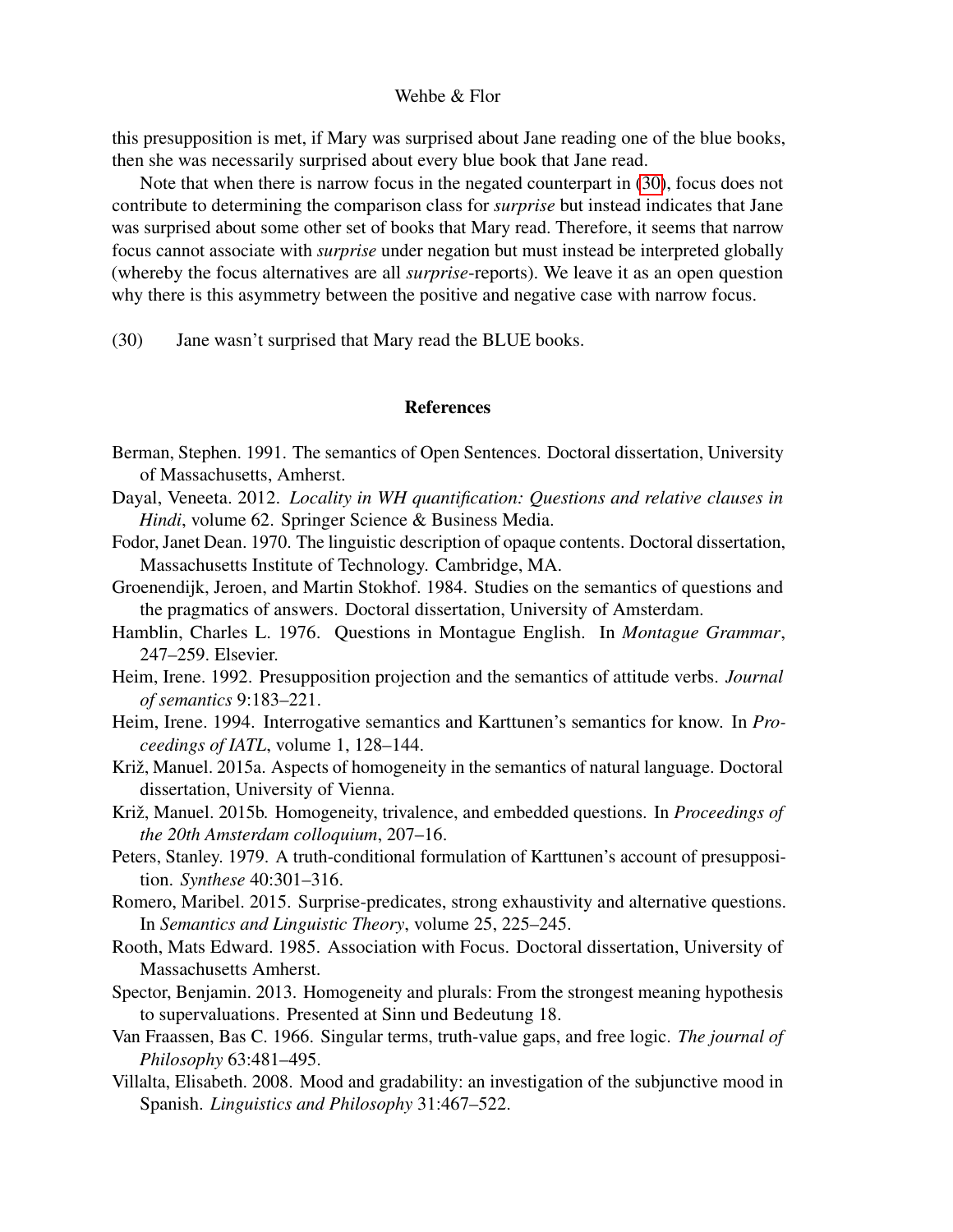this presupposition is met, if Mary was surprised about Jane reading one of the blue books, then she was necessarily surprised about every blue book that Jane read.

Note that when there is narrow focus in the negated counterpart in (30), focus does not contribute to determining the comparison class for *surprise* but instead indicates that Jane was surprised about some other set of books that Mary read. Therefore, it seems that narrow focus cannot associate with *surprise* under negation but must instead be interpreted globally (whereby the focus alternatives are all *surprise*-reports). We leave it as an open question why there is this asymmetry between the positive and negative case with narrow focus.

(30) Jane wasn't surprised that Mary read the BLUE books.

## References

Berman, Stephen. 1991. The semantics of Open Sentences. Doctoral dissertation, University of Massachusetts, Amherst.

Dayal, Veneeta. 2012. *Locality in WH quantification: Questions and relative clauses in Hindi*, volume 62. Springer Science & Business Media.

Fodor, Janet Dean. 1970. The linguistic description of opaque contents. Doctoral dissertation, Massachusetts Institute of Technology. Cambridge, MA.

Groenendijk, Jeroen, and Martin Stokhof. 1984. Studies on the semantics of questions and the pragmatics of answers. Doctoral dissertation, University of Amsterdam.

Hamblin, Charles L. 1976. Questions in Montague English. In *Montague Grammar*, 247–259. Elsevier.

Heim, Irene. 1992. Presupposition projection and the semantics of attitude verbs. *Journal of semantics* 9:183–221.

Heim, Irene. 1994. Interrogative semantics and Karttunen's semantics for know. In *Proceedings of IATL*, volume 1, 128–144.

Križ, Manuel. 2015a. Aspects of homogeneity in the semantics of natural language. Doctoral dissertation, University of Vienna.

Križ, Manuel. 2015b. Homogeneity, trivalence, and embedded questions. In *Proceedings of the 20th Amsterdam colloquium*, 207–16.

Peters, Stanley. 1979. A truth-conditional formulation of Karttunen's account of presupposition. *Synthese* 40:301–316.

Romero, Maribel. 2015. Surprise-predicates, strong exhaustivity and alternative questions. In *Semantics and Linguistic Theory*, volume 25, 225–245.

Rooth, Mats Edward. 1985. Association with Focus. Doctoral dissertation, University of Massachusetts Amherst.

Spector, Benjamin. 2013. Homogeneity and plurals: From the strongest meaning hypothesis to supervaluations. Presented at Sinn und Bedeutung 18.

Van Fraassen, Bas C. 1966. Singular terms, truth-value gaps, and free logic. *The journal of Philosophy* 63:481–495.

Villalta, Elisabeth. 2008. Mood and gradability: an investigation of the subjunctive mood in Spanish. *Linguistics and Philosophy* 31:467–522.